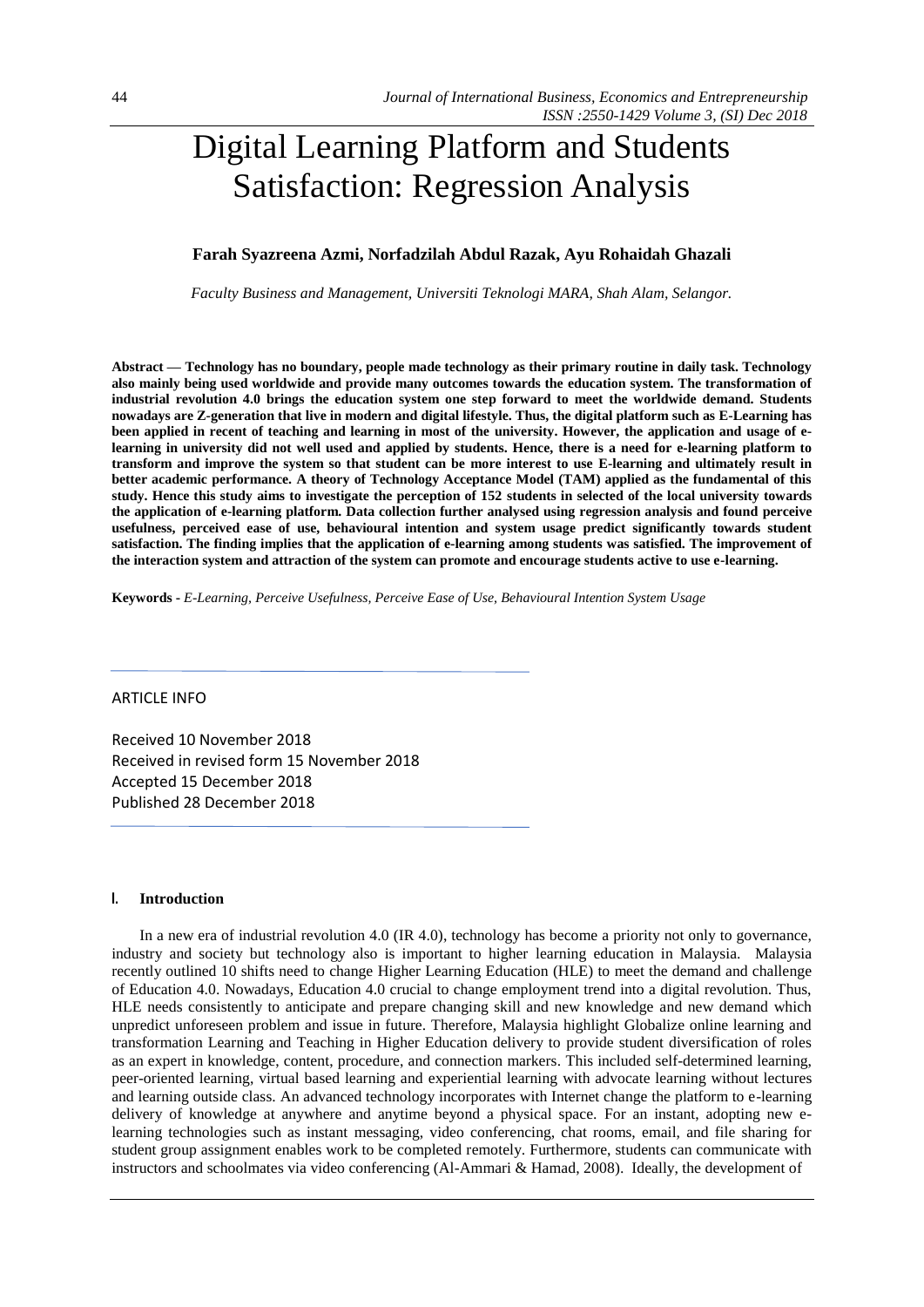# Digital Learning Platform and Students Satisfaction: Regression Analysis

**Farah Syazreena Azmi, Norfadzilah Abdul Razak, Ayu Rohaidah Ghazali**

*Faculty Business and Management, Universiti Teknologi MARA, Shah Alam, Selangor.*

**Abstract — Technology has no boundary, people made technology as their primary routine in daily task. Technology also mainly being used worldwide and provide many outcomes towards the education system. The transformation of industrial revolution 4.0 brings the education system one step forward to meet the worldwide demand. Students nowadays are Z-generation that live in modern and digital lifestyle. Thus, the digital platform such as E-Learning has been applied in recent of teaching and learning in most of the university. However, the application and usage of e-learning in university did not well used and applied by students. Hence, there is a need for e-learning platform to transform and improve the system so that student can be more interest to use E-learning and ultimately result in better academic performance. A theory of Technology Acceptance Model (TAM) applied as the fundamental of this study. Hence this study aims to investigate the perception of 152 students in selected of the local university towards the application of e-learning platform. Data collection further analysed using regression analysis and found perceive usefulness, perceived ease of use, behavioural intention and system usage predict significantly towards student satisfaction. The finding implies that the application of e-learning among students was satisfied. The improvement of the interaction system and attraction of the system can promote and encourage students active to use e-learning.**

**Keywords -** *E-Learning, Perceive Usefulness, Perceive Ease of Use, Behavioural Intention System Usage*

ARTICLE INFO

Received 10 November 2018
Received in revised form 15 November 2018
Accepted 15 December 2018
Published 28 December 2018

## I. Introduction

In a new era of industrial revolution 4.0 (IR 4.0), technology has become a priority not only to governance, industry and society but technology also is important to higher learning education in Malaysia. Malaysia recently outlined 10 shifts need to change Higher Learning Education (HLE) to meet the demand and challenge of Education 4.0. Nowadays, Education 4.0 crucial to change employment trend into a digital revolution. Thus, HLE needs consistently to anticipate and prepare changing skill and new knowledge and new demand which unpredict unforeseen problem and issue in future. Therefore, Malaysia highlight Globalize online learning and transformation Learning and Teaching in Higher Education delivery to provide student diversification of roles as an expert in knowledge, content, procedure, and connection markers. This included self-determined learning, peer-oriented learning, virtual based learning and experiential learning with advocate learning without lectures and learning outside class. An advanced technology incorporates with Internet change the platform to e-learning delivery of knowledge at anywhere and anytime beyond a physical space. For an instant, adopting new e-learning technologies such as instant messaging, video conferencing, chat rooms, email, and file sharing for student group assignment enables work to be completed remotely. Furthermore, students can communicate with instructors and schoolmates via video conferencing (Al-Ammari & Hamad, 2008). Ideally, the development of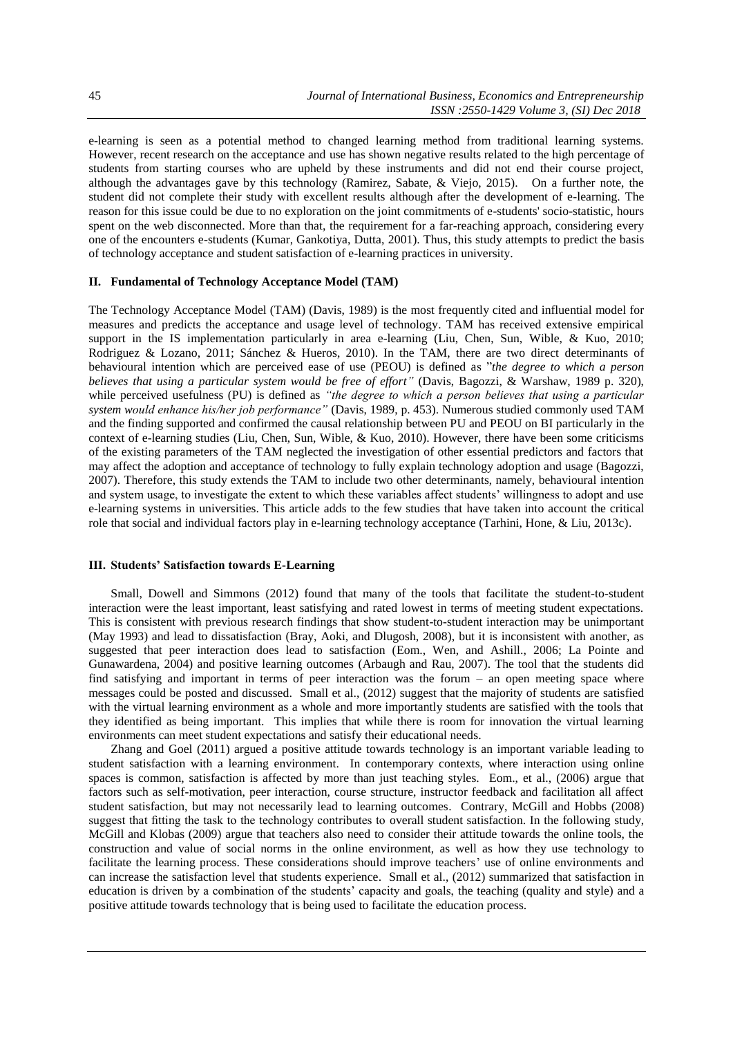e-learning is seen as a potential method to changed learning method from traditional learning systems. However, recent research on the acceptance and use has shown negative results related to the high percentage of students from starting courses who are upheld by these instruments and did not end their course project, although the advantages gave by this technology (Ramirez, Sabate, & Viejo, 2015). On a further note, the student did not complete their study with excellent results although after the development of e-learning. The reason for this issue could be due to no exploration on the joint commitments of e-students' socio-statistic, hours spent on the web disconnected. More than that, the requirement for a far-reaching approach, considering every one of the encounters e-students (Kumar, Gankotiya, Dutta, 2001). Thus, this study attempts to predict the basis of technology acceptance and student satisfaction of e-learning practices in university.

## II. Fundamental of Technology Acceptance Model (TAM)

The Technology Acceptance Model (TAM) (Davis, 1989) is the most frequently cited and influential model for measures and predicts the acceptance and usage level of technology. TAM has received extensive empirical support in the IS implementation particularly in area e-learning (Liu, Chen, Sun, Wible, & Kuo, 2010; Rodriguez & Lozano, 2011; Sánchez & Hueros, 2010). In the TAM, there are two direct determinants of behavioural intention which are perceived ease of use (PEOU) is defined as "*the degree to which a person believes that using a particular system would be free of effort"* (Davis, Bagozzi, & Warshaw, 1989 p. 320), while perceived usefulness (PU) is defined as *"the degree to which a person believes that using a particular system would enhance his/her job performance"* (Davis, 1989, p. 453). Numerous studied commonly used TAM and the finding supported and confirmed the causal relationship between PU and PEOU on BI particularly in the context of e-learning studies (Liu, Chen, Sun, Wible, & Kuo, 2010). However, there have been some criticisms of the existing parameters of the TAM neglected the investigation of other essential predictors and factors that may affect the adoption and acceptance of technology to fully explain technology adoption and usage (Bagozzi, 2007). Therefore, this study extends the TAM to include two other determinants, namely, behavioural intention and system usage, to investigate the extent to which these variables affect students' willingness to adopt and use e-learning systems in universities. This article adds to the few studies that have taken into account the critical role that social and individual factors play in e-learning technology acceptance (Tarhini, Hone, & Liu, 2013c).

## III. Students' Satisfaction towards E-Learning

Small, Dowell and Simmons (2012) found that many of the tools that facilitate the student-to-student interaction were the least important, least satisfying and rated lowest in terms of meeting student expectations. This is consistent with previous research findings that show student-to-student interaction may be unimportant (May 1993) and lead to dissatisfaction (Bray, Aoki, and Dlugosh, 2008), but it is inconsistent with another, as suggested that peer interaction does lead to satisfaction (Eom., Wen, and Ashill., 2006; La Pointe and Gunawardena, 2004) and positive learning outcomes (Arbaugh and Rau, 2007). The tool that the students did find satisfying and important in terms of peer interaction was the forum – an open meeting space where messages could be posted and discussed. Small et al., (2012) suggest that the majority of students are satisfied with the virtual learning environment as a whole and more importantly students are satisfied with the tools that they identified as being important. This implies that while there is room for innovation the virtual learning environments can meet student expectations and satisfy their educational needs.

Zhang and Goel (2011) argued a positive attitude towards technology is an important variable leading to student satisfaction with a learning environment. In contemporary contexts, where interaction using online spaces is common, satisfaction is affected by more than just teaching styles. Eom., et al., (2006) argue that factors such as self-motivation, peer interaction, course structure, instructor feedback and facilitation all affect student satisfaction, but may not necessarily lead to learning outcomes. Contrary, McGill and Hobbs (2008) suggest that fitting the task to the technology contributes to overall student satisfaction. In the following study, McGill and Klobas (2009) argue that teachers also need to consider their attitude towards the online tools, the construction and value of social norms in the online environment, as well as how they use technology to facilitate the learning process. These considerations should improve teachers' use of online environments and can increase the satisfaction level that students experience. Small et al., (2012) summarized that satisfaction in education is driven by a combination of the students' capacity and goals, the teaching (quality and style) and a positive attitude towards technology that is being used to facilitate the education process.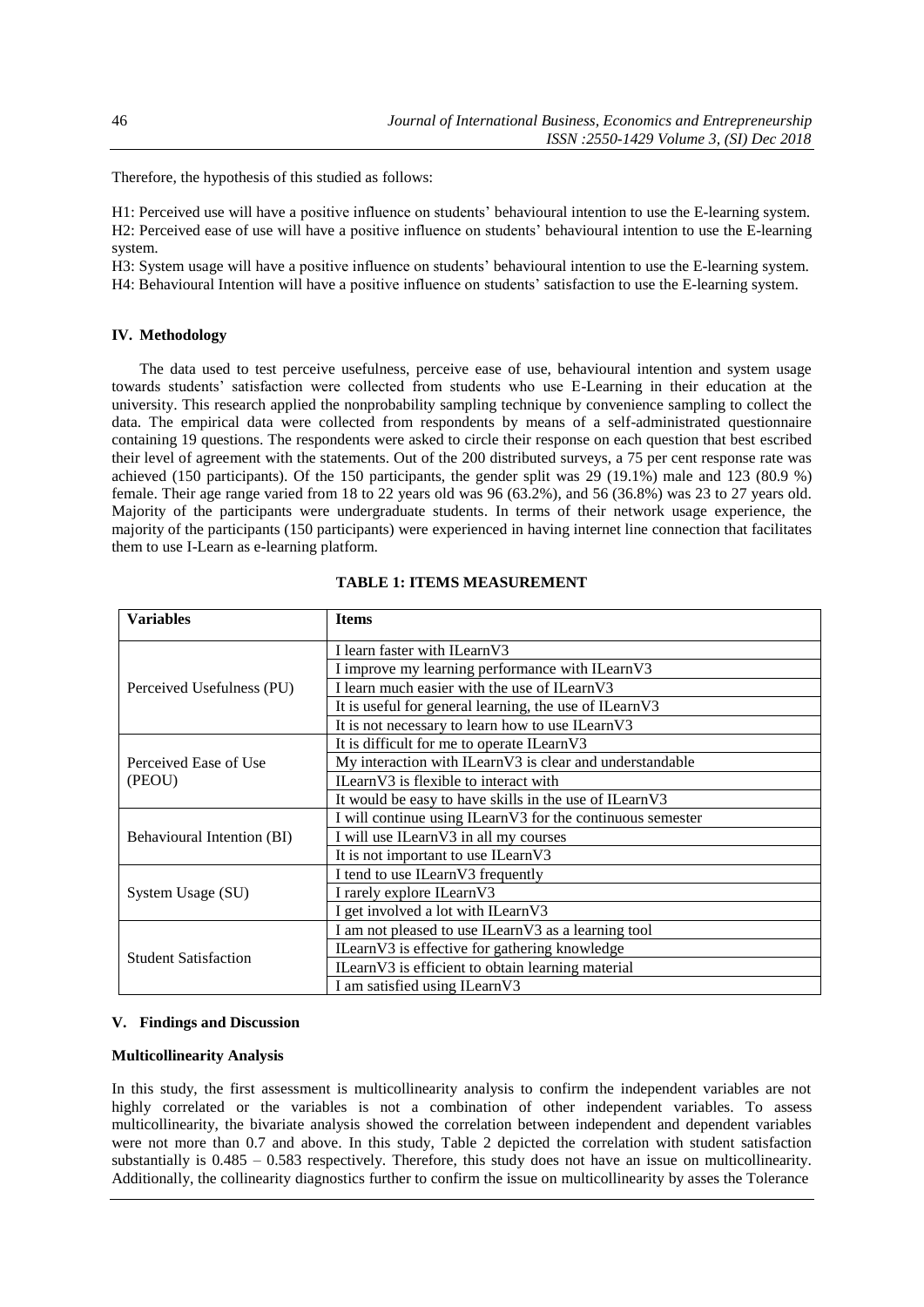Therefore, the hypothesis of this studied as follows:

H1: Perceived use will have a positive influence on students' behavioural intention to use the E-learning system.
H2: Perceived ease of use will have a positive influence on students' behavioural intention to use the E-learning system.
H3: System usage will have a positive influence on students' behavioural intention to use the E-learning system.
H4: Behavioural Intention will have a positive influence on students' satisfaction to use the E-learning system.

## IV. Methodology

The data used to test perceive usefulness, perceive ease of use, behavioural intention and system usage towards students' satisfaction were collected from students who use E-Learning in their education at the university. This research applied the nonprobability sampling technique by convenience sampling to collect the data. The empirical data were collected from respondents by means of a self-administrated questionnaire containing 19 questions. The respondents were asked to circle their response on each question that best escribed their level of agreement with the statements. Out of the 200 distributed surveys, a 75 per cent response rate was achieved (150 participants). Of the 150 participants, the gender split was 29 (19.1%) male and 123 (80.9 %) female. Their age range varied from 18 to 22 years old was 96 (63.2%), and 56 (36.8%) was 23 to 27 years old. Majority of the participants were undergraduate students. In terms of their network usage experience, the majority of the participants (150 participants) were experienced in having internet line connection that facilitates them to use I-Learn as e-learning platform.

**TABLE 1: ITEMS MEASUREMENT**

| Variables | Items |
|---|---|
| Perceived Usefulness (PU) | I learn faster with ILearnV3 |
| | I improve my learning performance with ILearnV3 |
| | I learn much easier with the use of ILearnV3 |
| | It is useful for general learning, the use of ILearnV3 |
| | It is not necessary to learn how to use ILearnV3 |
| Perceived Ease of Use (PEOU) | It is difficult for me to operate ILearnV3 |
| | My interaction with ILearnV3 is clear and understandable |
| | ILearnV3 is flexible to interact with |
| | It would be easy to have skills in the use of ILearnV3 |
| Behavioural Intention (BI) | I will continue using ILearnV3 for the continuous semester |
| | I will use ILearnV3 in all my courses |
| | It is not important to use ILearnV3 |
| System Usage (SU) | I tend to use ILearnV3 frequently |
| | I rarely explore ILearnV3 |
| | I get involved a lot with ILearnV3 |
| Student Satisfaction | I am not pleased to use ILearnV3 as a learning tool |
| | ILearnV3 is effective for gathering knowledge |
| | ILearnV3 is efficient to obtain learning material |
| | I am satisfied using ILearnV3 |

## V. Findings and Discussion

### Multicollinearity Analysis

In this study, the first assessment is multicollinearity analysis to confirm the independent variables are not highly correlated or the variables is not a combination of other independent variables. To assess multicollinearity, the bivariate analysis showed the correlation between independent and dependent variables were not more than 0.7 and above. In this study, Table 2 depicted the correlation with student satisfaction substantially is 0.485 – 0.583 respectively. Therefore, this study does not have an issue on multicollinearity. Additionally, the collinearity diagnostics further to confirm the issue on multicollinearity by asses the Tolerance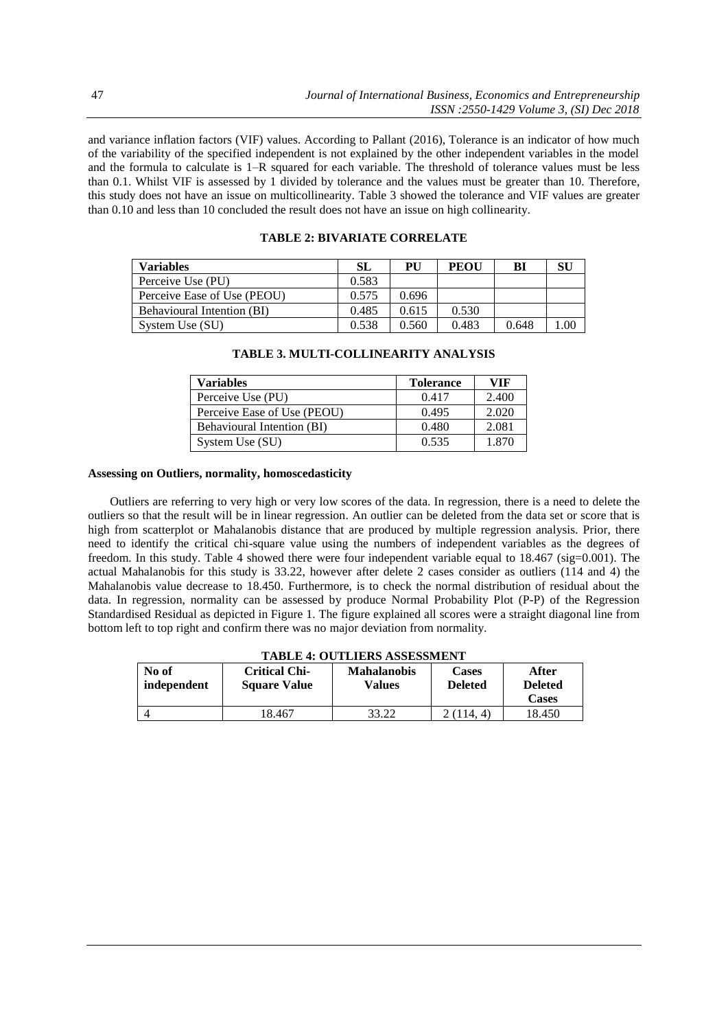and variance inflation factors (VIF) values. According to Pallant (2016), Tolerance is an indicator of how much of the variability of the specified independent is not explained by the other independent variables in the model and the formula to calculate is 1–R squared for each variable. The threshold of tolerance values must be less than 0.1. Whilst VIF is assessed by 1 divided by tolerance and the values must be greater than 10. Therefore, this study does not have an issue on multicollinearity. Table 3 showed the tolerance and VIF values are greater than 0.10 and less than 10 concluded the result does not have an issue on high collinearity.

**TABLE 2: BIVARIATE CORRELATE**

| Variables | SL | PU | PEOU | BI | SU |
|---|---|---|---|---|---|
| Perceive Use (PU) | 0.583 | | | | |
| Perceive Ease of Use (PEOU) | 0.575 | 0.696 | | | |
| Behavioural Intention (BI) | 0.485 | 0.615 | 0.530 | | |
| System Use (SU) | 0.538 | 0.560 | 0.483 | 0.648 | 1.00 |

**TABLE 3. MULTI-COLLINEARITY ANALYSIS**

| Variables | Tolerance | VIF |
|---|---|---|
| Perceive Use (PU) | 0.417 | 2.400 |
| Perceive Ease of Use (PEOU) | 0.495 | 2.020 |
| Behavioural Intention (BI) | 0.480 | 2.081 |
| System Use (SU) | 0.535 | 1.870 |

**Assessing on Outliers, normality, homoscedasticity**

Outliers are referring to very high or very low scores of the data. In regression, there is a need to delete the outliers so that the result will be in linear regression. An outlier can be deleted from the data set or score that is high from scatterplot or Mahalanobis distance that are produced by multiple regression analysis. Prior, there need to identify the critical chi-square value using the numbers of independent variables as the degrees of freedom. In this study. Table 4 showed there were four independent variable equal to 18.467 (sig=0.001). The actual Mahalanobis for this study is 33.22, however after delete 2 cases consider as outliers (114 and 4) the Mahalanobis value decrease to 18.450. Furthermore, is to check the normal distribution of residual about the data. In regression, normality can be assessed by produce Normal Probability Plot (P-P) of the Regression Standardised Residual as depicted in Figure 1. The figure explained all scores were a straight diagonal line from bottom left to top right and confirm there was no major deviation from normality.

**TABLE 4: OUTLIERS ASSESSMENT**

| No of independent | Critical Chi-Square Value | Mahalanobis Values | Cases Deleted | After Deleted Cases |
|---|---|---|---|---|
| 4 | 18.467 | 33.22 | 2 (114, 4) | 18.450 |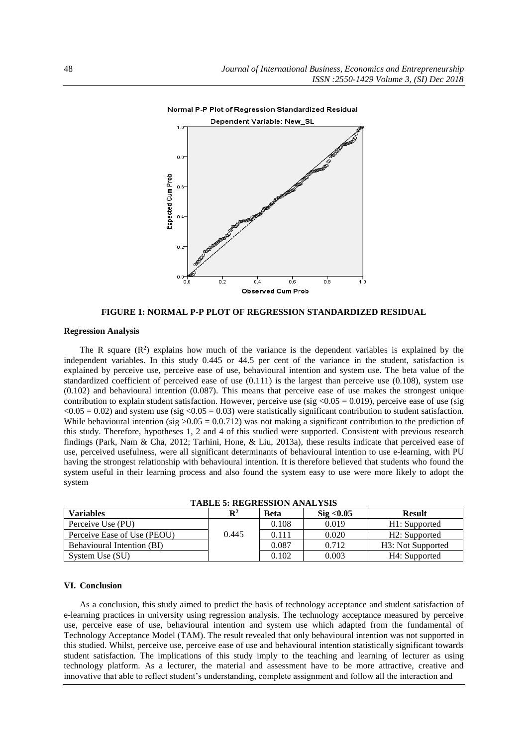FIGURE 1: NORMAL P-P PLOT OF REGRESSION STANDARDIZED RESIDUAL

### Regression Analysis

The R square ($R^2$) explains how much of the variance is the dependent variables is explained by the independent variables. In this study 0.445 or 44.5 per cent of the variance in the student, satisfaction is explained by perceive use, perceive ease of use, behavioural intention and system use. The beta value of the standardized coefficient of perceived ease of use (0.111) is the largest than perceive use (0.108), system use (0.102) and behavioural intention (0.087). This means that perceive ease of use makes the strongest unique contribution to explain student satisfaction. However, perceive use (sig $<0.05 = 0.019$), perceive ease of use (sig $<0.05 = 0.02$) and system use (sig $<0.05 = 0.03$) were statistically significant contribution to student satisfaction. While behavioural intention (sig $>0.05 = 0.0.712$) was not making a significant contribution to the prediction of this study. Therefore, hypotheses 1, 2 and 4 of this studied were supported. Consistent with previous research findings (Park, Nam & Cha, 2012; Tarhini, Hone, & Liu, 2013a), these results indicate that perceived ease of use, perceived usefulness, were all significant determinants of behavioural intention to use e-learning, with PU having the strongest relationship with behavioural intention. It is therefore believed that students who found the system useful in their learning process and also found the system easy to use were more likely to adopt the system

**TABLE 5: REGRESSION ANALYSIS**

| Variables | $R^2$ | Beta | Sig <0.05 | Result |
|---|---|---|---|---|
| Perceive Use (PU) | 0.445 | 0.108 | 0.019 | H1: Supported |
| Perceive Ease of Use (PEOU) | | 0.111 | 0.020 | H2: Supported |
| Behavioural Intention (BI) | | 0.087 | 0.712 | H3: Not Supported |
| System Use (SU) | | 0.102 | 0.003 | H4: Supported |

## VI. Conclusion

As a conclusion, this study aimed to predict the basis of technology acceptance and student satisfaction of e-learning practices in university using regression analysis. The technology acceptance measured by perceive use, perceive ease of use, behavioural intention and system use which adapted from the fundamental of Technology Acceptance Model (TAM). The result revealed that only behavioural intention was not supported in this studied. Whilst, perceive use, perceive ease of use and behavioural intention statistically significant towards student satisfaction. The implications of this study imply to the teaching and learning of lecturer as using technology platform. As a lecturer, the material and assessment have to be more attractive, creative and innovative that able to reflect student's understanding, complete assignment and follow all the interaction and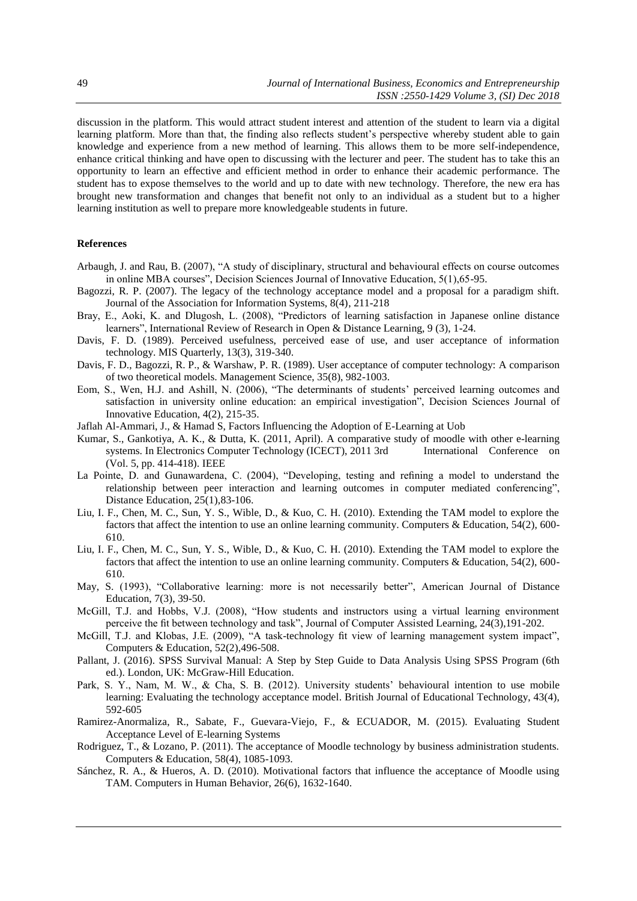discussion in the platform. This would attract student interest and attention of the student to learn via a digital learning platform. More than that, the finding also reflects student's perspective whereby student able to gain knowledge and experience from a new method of learning. This allows them to be more self-independence, enhance critical thinking and have open to discussing with the lecturer and peer. The student has to take this an opportunity to learn an effective and efficient method in order to enhance their academic performance. The student has to expose themselves to the world and up to date with new technology. Therefore, the new era has brought new transformation and changes that benefit not only to an individual as a student but to a higher learning institution as well to prepare more knowledgeable students in future.

**References**

Arbaugh, J. and Rau, B. (2007), "A study of disciplinary, structural and behavioural effects on course outcomes in online MBA courses", Decision Sciences Journal of Innovative Education, 5(1),65-95.

Bagozzi, R. P. (2007). The legacy of the technology acceptance model and a proposal for a paradigm shift. Journal of the Association for Information Systems, 8(4), 211-218

Bray, E., Aoki, K. and Dlugosh, L. (2008), "Predictors of learning satisfaction in Japanese online distance learners", International Review of Research in Open & Distance Learning, 9 (3), 1-24.

Davis, F. D. (1989). Perceived usefulness, perceived ease of use, and user acceptance of information technology. MIS Quarterly, 13(3), 319-340.

Davis, F. D., Bagozzi, R. P., & Warshaw, P. R. (1989). User acceptance of computer technology: A comparison of two theoretical models. Management Science, 35(8), 982-1003.

Eom, S., Wen, H.J. and Ashill, N. (2006), "The determinants of students' perceived learning outcomes and satisfaction in university online education: an empirical investigation", Decision Sciences Journal of Innovative Education, 4(2), 215-35.

Jaflah Al-Ammari, J., & Hamad S, Factors Influencing the Adoption of E-Learning at Uob

Kumar, S., Gankotiya, A. K., & Dutta, K. (2011, April). A comparative study of moodle with other e-learning systems. In Electronics Computer Technology (ICECT), 2011 3rd International Conference on (Vol. 5, pp. 414-418). IEEE

La Pointe, D. and Gunawardena, C. (2004), "Developing, testing and refining a model to understand the relationship between peer interaction and learning outcomes in computer mediated conferencing", Distance Education, 25(1),83-106.

Liu, I. F., Chen, M. C., Sun, Y. S., Wible, D., & Kuo, C. H. (2010). Extending the TAM model to explore the factors that affect the intention to use an online learning community. Computers & Education, 54(2), 600-610.

Liu, I. F., Chen, M. C., Sun, Y. S., Wible, D., & Kuo, C. H. (2010). Extending the TAM model to explore the factors that affect the intention to use an online learning community. Computers & Education, 54(2), 600-610.

May, S. (1993), "Collaborative learning: more is not necessarily better", American Journal of Distance Education, 7(3), 39-50.

McGill, T.J. and Hobbs, V.J. (2008), "How students and instructors using a virtual learning environment perceive the fit between technology and task", Journal of Computer Assisted Learning, 24(3),191-202.

McGill, T.J. and Klobas, J.E. (2009), "A task-technology fit view of learning management system impact", Computers & Education, 52(2),496-508.

Pallant, J. (2016). SPSS Survival Manual: A Step by Step Guide to Data Analysis Using SPSS Program (6th ed.). London, UK: McGraw-Hill Education.

Park, S. Y., Nam, M. W., & Cha, S. B. (2012). University students' behavioural intention to use mobile learning: Evaluating the technology acceptance model. British Journal of Educational Technology, 43(4), 592-605

Ramirez-Anormaliza, R., Sabate, F., Guevara-Viejo, F., & ECUADOR, M. (2015). Evaluating Student Acceptance Level of E-learning Systems

Rodriguez, T., & Lozano, P. (2011). The acceptance of Moodle technology by business administration students. Computers & Education, 58(4), 1085-1093.

Sánchez, R. A., & Hueros, A. D. (2010). Motivational factors that influence the acceptance of Moodle using TAM. Computers in Human Behavior, 26(6), 1632-1640.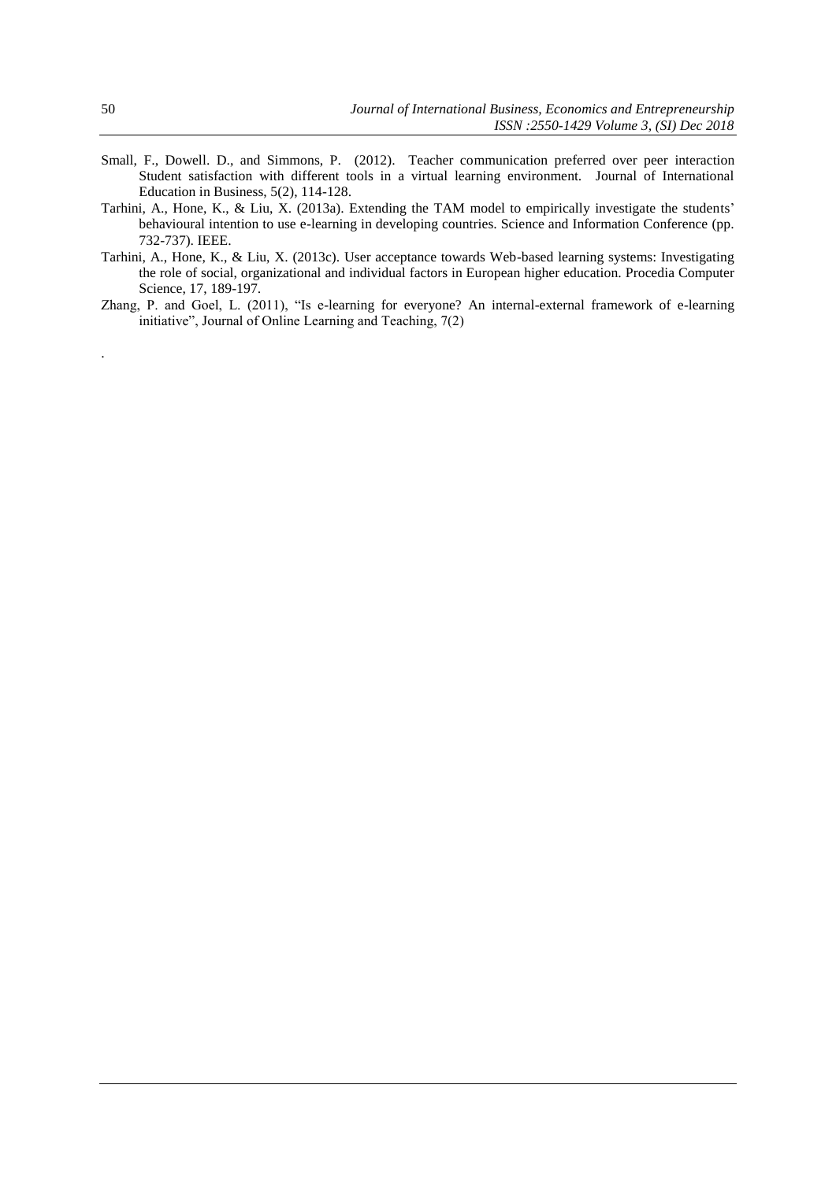Small, F., Dowell. D., and Simmons, P. (2012). Teacher communication preferred over peer interaction Student satisfaction with different tools in a virtual learning environment. Journal of International Education in Business, 5(2), 114-128.

Tarhini, A., Hone, K., & Liu, X. (2013a). Extending the TAM model to empirically investigate the students' behavioural intention to use e-learning in developing countries. Science and Information Conference (pp. 732-737). IEEE.

Tarhini, A., Hone, K., & Liu, X. (2013c). User acceptance towards Web-based learning systems: Investigating the role of social, organizational and individual factors in European higher education. Procedia Computer Science, 17, 189-197.

Zhang, P. and Goel, L. (2011), "Is e-learning for everyone? An internal-external framework of e-learning initiative", Journal of Online Learning and Teaching, 7(2)

.